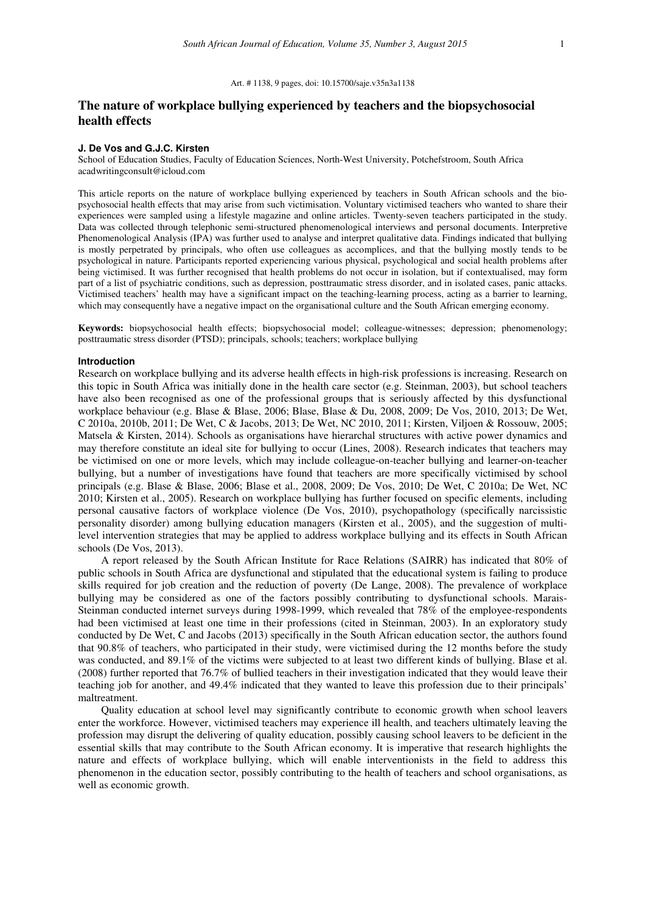Art. # 1138, 9 pages, doi: 10.15700/saje.v35n3a1138

# The nature of workplace bullying experienced by teachers and the biopsychosocial health effects

**J. De Vos and G.J.C. Kirsten**

School of Education Studies, Faculty of Education Sciences, North-West University, Potchefstroom, South Africa
acadwritingconsult@icloud.com

This article reports on the nature of workplace bullying experienced by teachers in South African schools and the bio-psychosocial health effects that may arise from such victimisation. Voluntary victimised teachers who wanted to share their experiences were sampled using a lifestyle magazine and online articles. Twenty-seven teachers participated in the study. Data was collected through telephonic semi-structured phenomenological interviews and personal documents. Interpretive Phenomenological Analysis (IPA) was further used to analyse and interpret qualitative data. Findings indicated that bullying is mostly perpetrated by principals, who often use colleagues as accomplices, and that the bullying mostly tends to be psychological in nature. Participants reported experiencing various physical, psychological and social health problems after being victimised. It was further recognised that health problems do not occur in isolation, but if contextualised, may form part of a list of psychiatric conditions, such as depression, posttraumatic stress disorder, and in isolated cases, panic attacks. Victimised teachers' health may have a significant impact on the teaching-learning process, acting as a barrier to learning, which may consequently have a negative impact on the organisational culture and the South African emerging economy.

**Keywords:** biopsychosocial health effects; biopsychosocial model; colleague-witnesses; depression; phenomenology; posttraumatic stress disorder (PTSD); principals, schools; teachers; workplace bullying

## Introduction

Research on workplace bullying and its adverse health effects in high-risk professions is increasing. Research on this topic in South Africa was initially done in the health care sector (e.g. Steinman, 2003), but school teachers have also been recognised as one of the professional groups that is seriously affected by this dysfunctional workplace behaviour (e.g. Blase & Blase, 2006; Blase, Blase & Du, 2008, 2009; De Vos, 2010, 2013; De Wet, C 2010a, 2010b, 2011; De Wet, C & Jacobs, 2013; De Wet, NC 2010, 2011; Kirsten, Viljoen & Rossouw, 2005; Matsela & Kirsten, 2014). Schools as organisations have hierarchal structures with active power dynamics and may therefore constitute an ideal site for bullying to occur (Lines, 2008). Research indicates that teachers may be victimised on one or more levels, which may include colleague-on-teacher bullying and learner-on-teacher bullying, but a number of investigations have found that teachers are more specifically victimised by school principals (e.g. Blase & Blase, 2006; Blase et al., 2008, 2009; De Vos, 2010; De Wet, C 2010a; De Wet, NC 2010; Kirsten et al., 2005). Research on workplace bullying has further focused on specific elements, including personal causative factors of workplace violence (De Vos, 2010), psychopathology (specifically narcissistic personality disorder) among bullying education managers (Kirsten et al., 2005), and the suggestion of multi-level intervention strategies that may be applied to address workplace bullying and its effects in South African schools (De Vos, 2013).

A report released by the South African Institute for Race Relations (SAIRR) has indicated that 80% of public schools in South Africa are dysfunctional and stipulated that the educational system is failing to produce skills required for job creation and the reduction of poverty (De Lange, 2008). The prevalence of workplace bullying may be considered as one of the factors possibly contributing to dysfunctional schools. Marais-Steinman conducted internet surveys during 1998-1999, which revealed that 78% of the employee-respondents had been victimised at least one time in their professions (cited in Steinman, 2003). In an exploratory study conducted by De Wet, C and Jacobs (2013) specifically in the South African education sector, the authors found that 90.8% of teachers, who participated in their study, were victimised during the 12 months before the study was conducted, and 89.1% of the victims were subjected to at least two different kinds of bullying. Blase et al. (2008) further reported that 76.7% of bullied teachers in their investigation indicated that they would leave their teaching job for another, and 49.4% indicated that they wanted to leave this profession due to their principals' maltreatment.

Quality education at school level may significantly contribute to economic growth when school leavers enter the workforce. However, victimised teachers may experience ill health, and teachers ultimately leaving the profession may disrupt the delivering of quality education, possibly causing school leavers to be deficient in the essential skills that may contribute to the South African economy. It is imperative that research highlights the nature and effects of workplace bullying, which will enable interventionists in the field to address this phenomenon in the education sector, possibly contributing to the health of teachers and school organisations, as well as economic growth.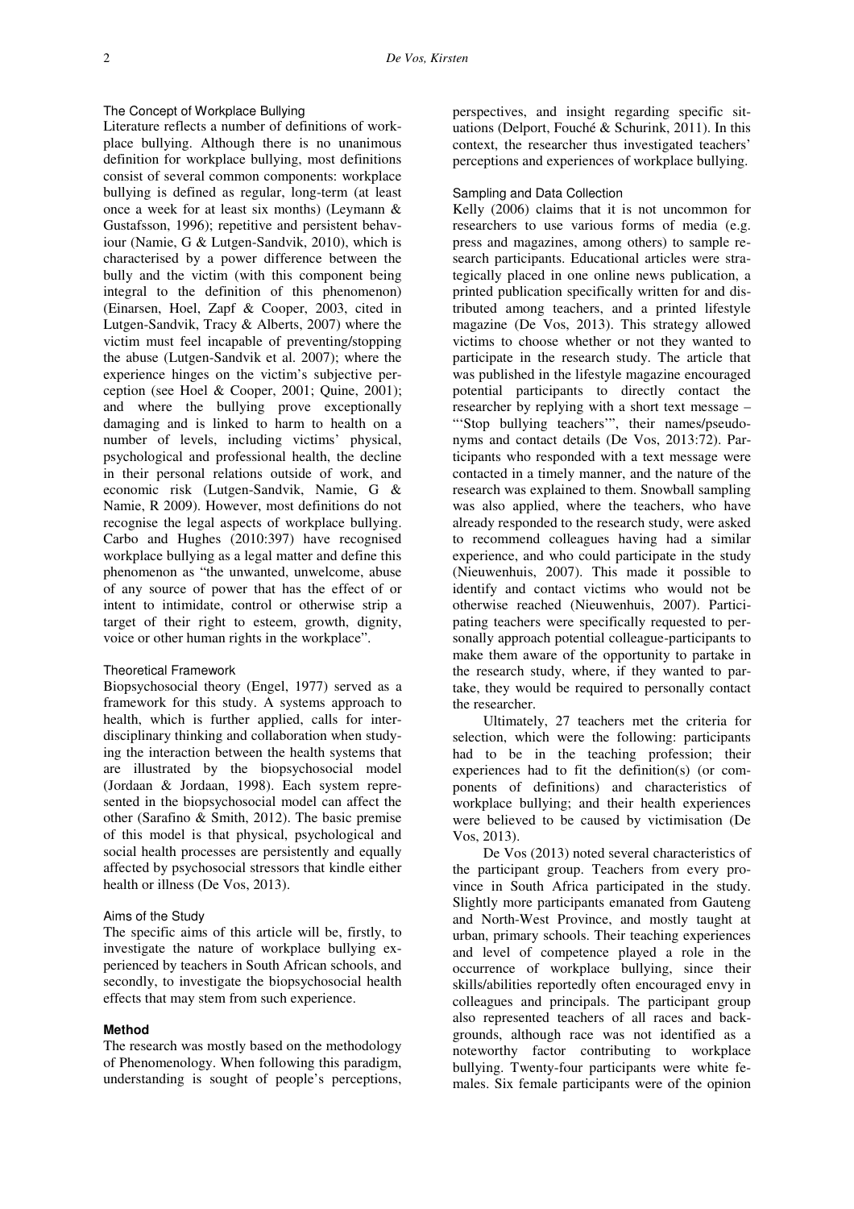### The Concept of Workplace Bullying

Literature reflects a number of definitions of workplace bullying. Although there is no unanimous definition for workplace bullying, most definitions consist of several common components: workplace bullying is defined as regular, long-term (at least once a week for at least six months) (Leymann & Gustafsson, 1996); repetitive and persistent behaviour (Namie, G & Lutgen-Sandvik, 2010), which is characterised by a power difference between the bully and the victim (with this component being integral to the definition of this phenomenon) (Einarsen, Hoel, Zapf & Cooper, 2003, cited in Lutgen-Sandvik, Tracy & Alberts, 2007) where the victim must feel incapable of preventing/stopping the abuse (Lutgen-Sandvik et al. 2007); where the experience hinges on the victim's subjective perception (see Hoel & Cooper, 2001; Quine, 2001); and where the bullying prove exceptionally damaging and is linked to harm to health on a number of levels, including victims' physical, psychological and professional health, the decline in their personal relations outside of work, and economic risk (Lutgen-Sandvik, Namie, G & Namie, R 2009). However, most definitions do not recognise the legal aspects of workplace bullying. Carbo and Hughes (2010:397) have recognised workplace bullying as a legal matter and define this phenomenon as "the unwanted, unwelcome, abuse of any source of power that has the effect of or intent to intimidate, control or otherwise strip a target of their right to esteem, growth, dignity, voice or other human rights in the workplace".

### Theoretical Framework

Biopsychosocial theory (Engel, 1977) served as a framework for this study. A systems approach to health, which is further applied, calls for interdisciplinary thinking and collaboration when studying the interaction between the health systems that are illustrated by the biopsychosocial model (Jordaan & Jordaan, 1998). Each system represented in the biopsychosocial model can affect the other (Sarafino & Smith, 2012). The basic premise of this model is that physical, psychological and social health processes are persistently and equally affected by psychosocial stressors that kindle either health or illness (De Vos, 2013).

### Aims of the Study

The specific aims of this article will be, firstly, to investigate the nature of workplace bullying experienced by teachers in South African schools, and secondly, to investigate the biopsychosocial health effects that may stem from such experience.

## Method

The research was mostly based on the methodology of Phenomenology. When following this paradigm, understanding is sought of people's perceptions, perspectives, and insight regarding specific situations (Delport, Fouché & Schurink, 2011). In this context, the researcher thus investigated teachers' perceptions and experiences of workplace bullying.

### Sampling and Data Collection

Kelly (2006) claims that it is not uncommon for researchers to use various forms of media (e.g. press and magazines, among others) to sample research participants. Educational articles were strategically placed in one online news publication, a printed publication specifically written for and distributed among teachers, and a printed lifestyle magazine (De Vos, 2013). This strategy allowed victims to choose whether or not they wanted to participate in the research study. The article that was published in the lifestyle magazine encouraged potential participants to directly contact the researcher by replying with a short text message – "'Stop bullying teachers'", their names/pseudonyms and contact details (De Vos, 2013:72). Participants who responded with a text message were contacted in a timely manner, and the nature of the research was explained to them. Snowball sampling was also applied, where the teachers, who have already responded to the research study, were asked to recommend colleagues having had a similar experience, and who could participate in the study (Nieuwenhuis, 2007). This made it possible to identify and contact victims who would not be otherwise reached (Nieuwenhuis, 2007). Participating teachers were specifically requested to personally approach potential colleague-participants to make them aware of the opportunity to partake in the research study, where, if they wanted to partake, they would be required to personally contact the researcher.

Ultimately, 27 teachers met the criteria for selection, which were the following: participants had to be in the teaching profession; their experiences had to fit the definition(s) (or components of definitions) and characteristics of workplace bullying; and their health experiences were believed to be caused by victimisation (De Vos, 2013).

De Vos (2013) noted several characteristics of the participant group. Teachers from every province in South Africa participated in the study. Slightly more participants emanated from Gauteng and North-West Province, and mostly taught at urban, primary schools. Their teaching experiences and level of competence played a role in the occurrence of workplace bullying, since their skills/abilities reportedly often encouraged envy in colleagues and principals. The participant group also represented teachers of all races and backgrounds, although race was not identified as a noteworthy factor contributing to workplace bullying. Twenty-four participants were white females. Six female participants were of the opinion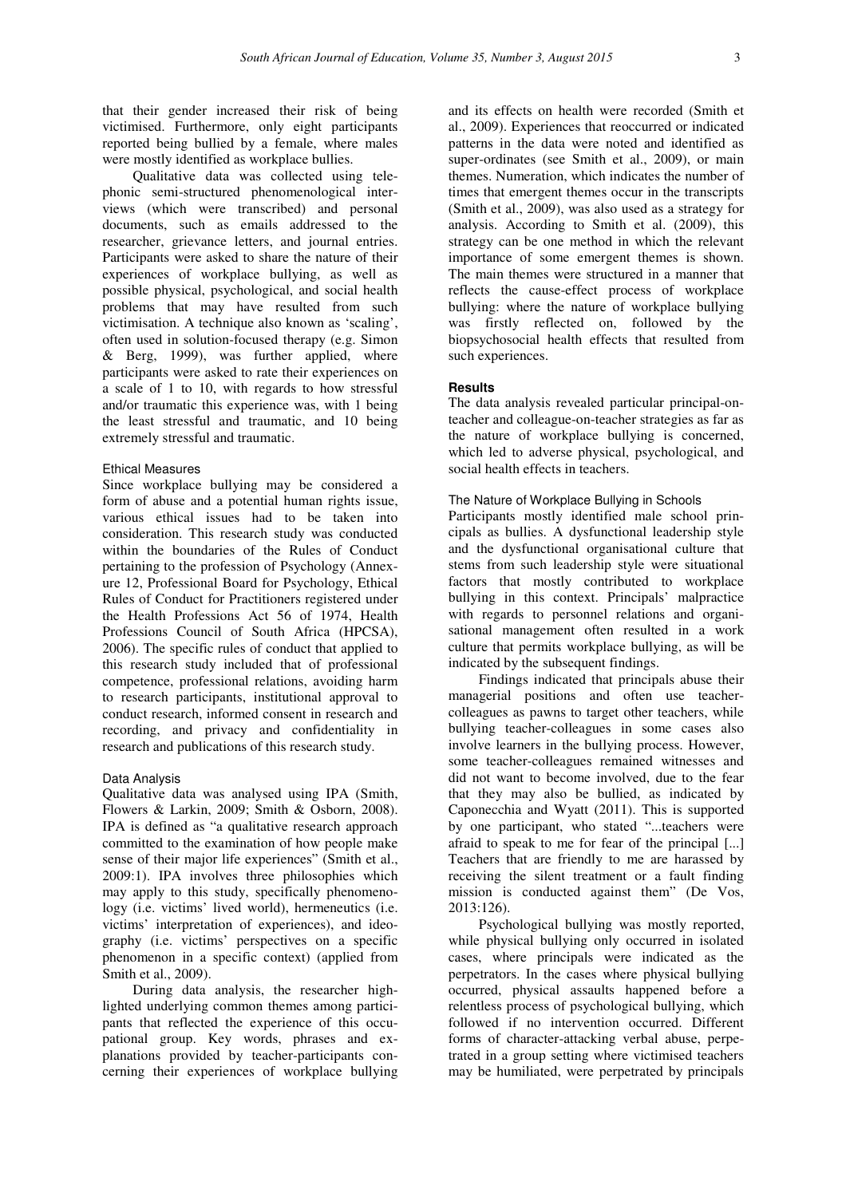that their gender increased their risk of being victimised. Furthermore, only eight participants reported being bullied by a female, where males were mostly identified as workplace bullies.

Qualitative data was collected using telephonic semi-structured phenomenological interviews (which were transcribed) and personal documents, such as emails addressed to the researcher, grievance letters, and journal entries. Participants were asked to share the nature of their experiences of workplace bullying, as well as possible physical, psychological, and social health problems that may have resulted from such victimisation. A technique also known as 'scaling', often used in solution-focused therapy (e.g. Simon & Berg, 1999), was further applied, where participants were asked to rate their experiences on a scale of 1 to 10, with regards to how stressful and/or traumatic this experience was, with 1 being the least stressful and traumatic, and 10 being extremely stressful and traumatic.

### Ethical Measures

Since workplace bullying may be considered a form of abuse and a potential human rights issue, various ethical issues had to be taken into consideration. This research study was conducted within the boundaries of the Rules of Conduct pertaining to the profession of Psychology (Annexure 12, Professional Board for Psychology, Ethical Rules of Conduct for Practitioners registered under the Health Professions Act 56 of 1974, Health Professions Council of South Africa (HPCSA), 2006). The specific rules of conduct that applied to this research study included that of professional competence, professional relations, avoiding harm to research participants, institutional approval to conduct research, informed consent in research and recording, and privacy and confidentiality in research and publications of this research study.

### Data Analysis

Qualitative data was analysed using IPA (Smith, Flowers & Larkin, 2009; Smith & Osborn, 2008). IPA is defined as "a qualitative research approach committed to the examination of how people make sense of their major life experiences" (Smith et al., 2009:1). IPA involves three philosophies which may apply to this study, specifically phenomenology (i.e. victims' lived world), hermeneutics (i.e. victims' interpretation of experiences), and ideography (i.e. victims' perspectives on a specific phenomenon in a specific context) (applied from Smith et al., 2009).

During data analysis, the researcher highlighted underlying common themes among participants that reflected the experience of this occupational group. Key words, phrases and explanations provided by teacher-participants concerning their experiences of workplace bullying and its effects on health were recorded (Smith et al., 2009). Experiences that reoccurred or indicated patterns in the data were noted and identified as super-ordinates (see Smith et al., 2009), or main themes. Numeration, which indicates the number of times that emergent themes occur in the transcripts (Smith et al., 2009), was also used as a strategy for analysis. According to Smith et al. (2009), this strategy can be one method in which the relevant importance of some emergent themes is shown. The main themes were structured in a manner that reflects the cause-effect process of workplace bullying: where the nature of workplace bullying was firstly reflected on, followed by the biopsychosocial health effects that resulted from such experiences.

## Results

The data analysis revealed particular principal-on-teacher and colleague-on-teacher strategies as far as the nature of workplace bullying is concerned, which led to adverse physical, psychological, and social health effects in teachers.

### The Nature of Workplace Bullying in Schools

Participants mostly identified male school principals as bullies. A dysfunctional leadership style and the dysfunctional organisational culture that stems from such leadership style were situational factors that mostly contributed to workplace bullying in this context. Principals' malpractice with regards to personnel relations and organisational management often resulted in a work culture that permits workplace bullying, as will be indicated by the subsequent findings.

Findings indicated that principals abuse their managerial positions and often use teacher-colleagues as pawns to target other teachers, while bullying teacher-colleagues in some cases also involve learners in the bullying process. However, some teacher-colleagues remained witnesses and did not want to become involved, due to the fear that they may also be bullied, as indicated by Caponecchia and Wyatt (2011). This is supported by one participant, who stated "...teachers were afraid to speak to me for fear of the principal [...] Teachers that are friendly to me are harassed by receiving the silent treatment or a fault finding mission is conducted against them" (De Vos, 2013:126).

Psychological bullying was mostly reported, while physical bullying only occurred in isolated cases, where principals were indicated as the perpetrators. In the cases where physical bullying occurred, physical assaults happened before a relentless process of psychological bullying, which followed if no intervention occurred. Different forms of character-attacking verbal abuse, perpetrated in a group setting where victimised teachers may be humiliated, were perpetrated by principals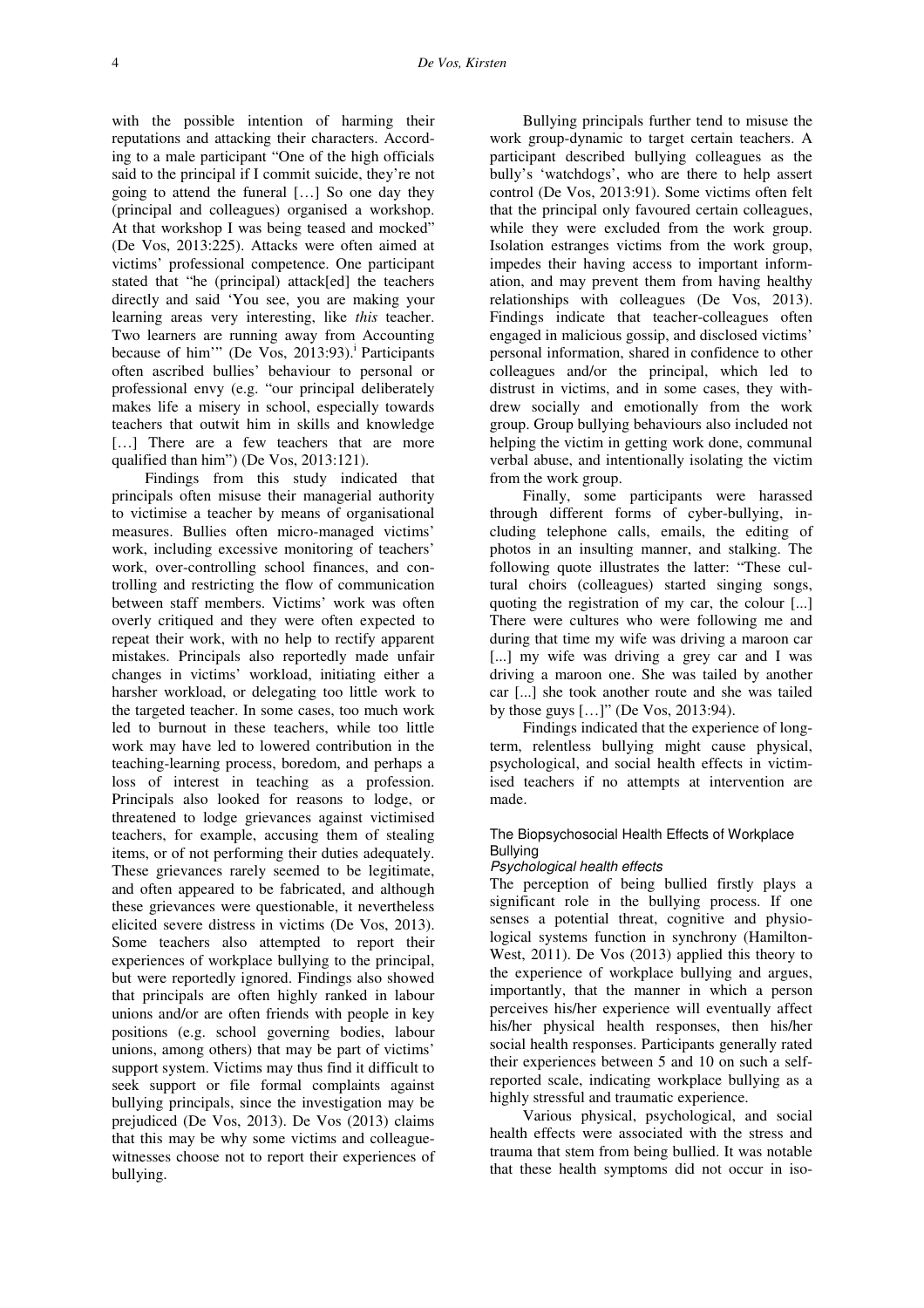with the possible intention of harming their reputations and attacking their characters. According to a male participant "One of the high officials said to the principal if I commit suicide, they're not going to attend the funeral […] So one day they (principal and colleagues) organised a workshop. At that workshop I was being teased and mocked" (De Vos, 2013:225). Attacks were often aimed at victims' professional competence. One participant stated that "he (principal) attack[ed] the teachers directly and said 'You see, you are making your learning areas very interesting, like *this* teacher. Two learners are running away from Accounting because of him'" (De Vos, 2013:93).[i] Participants often ascribed bullies' behaviour to personal or professional envy (e.g. "our principal deliberately makes life a misery in school, especially towards teachers that outwit him in skills and knowledge […] There are a few teachers that are more qualified than him") (De Vos, 2013:121).

Findings from this study indicated that principals often misuse their managerial authority to victimise a teacher by means of organisational measures. Bullies often micro-managed victims' work, including excessive monitoring of teachers' work, over-controlling school finances, and controlling and restricting the flow of communication between staff members. Victims' work was often overly critiqued and they were often expected to repeat their work, with no help to rectify apparent mistakes. Principals also reportedly made unfair changes in victims' workload, initiating either a harsher workload, or delegating too little work to the targeted teacher. In some cases, too much work led to burnout in these teachers, while too little work may have led to lowered contribution in the teaching-learning process, boredom, and perhaps a loss of interest in teaching as a profession. Principals also looked for reasons to lodge, or threatened to lodge grievances against victimised teachers, for example, accusing them of stealing items, or of not performing their duties adequately. These grievances rarely seemed to be legitimate, and often appeared to be fabricated, and although these grievances were questionable, it nevertheless elicited severe distress in victims (De Vos, 2013). Some teachers also attempted to report their experiences of workplace bullying to the principal, but were reportedly ignored. Findings also showed that principals are often highly ranked in labour unions and/or are often friends with people in key positions (e.g. school governing bodies, labour unions, among others) that may be part of victims' support system. Victims may thus find it difficult to seek support or file formal complaints against bullying principals, since the investigation may be prejudiced (De Vos, 2013). De Vos (2013) claims that this may be why some victims and colleague-witnesses choose not to report their experiences of bullying.

Bullying principals further tend to misuse the work group-dynamic to target certain teachers. A participant described bullying colleagues as the bully's 'watchdogs', who are there to help assert control (De Vos, 2013:91). Some victims often felt that the principal only favoured certain colleagues, while they were excluded from the work group. Isolation estranges victims from the work group, impedes their having access to important information, and may prevent them from having healthy relationships with colleagues (De Vos, 2013). Findings indicate that teacher-colleagues often engaged in malicious gossip, and disclosed victims' personal information, shared in confidence to other colleagues and/or the principal, which led to distrust in victims, and in some cases, they withdrew socially and emotionally from the work group. Group bullying behaviours also included not helping the victim in getting work done, communal verbal abuse, and intentionally isolating the victim from the work group.

Finally, some participants were harassed through different forms of cyber-bullying, including telephone calls, emails, the editing of photos in an insulting manner, and stalking. The following quote illustrates the latter: "These cultural choirs (colleagues) started singing songs, quoting the registration of my car, the colour [...] There were cultures who were following me and during that time my wife was driving a maroon car [...] my wife was driving a grey car and I was driving a maroon one. She was tailed by another car [...] she took another route and she was tailed by those guys […]" (De Vos, 2013:94).

Findings indicated that the experience of long-term, relentless bullying might cause physical, psychological, and social health effects in victimised teachers if no attempts at intervention are made.

## The Biopsychosocial Health Effects of Workplace Bullying

### *Psychological health effects*

The perception of being bullied firstly plays a significant role in the bullying process. If one senses a potential threat, cognitive and physiological systems function in synchrony (Hamilton-West, 2011). De Vos (2013) applied this theory to the experience of workplace bullying and argues, importantly, that the manner in which a person perceives his/her experience will eventually affect his/her physical health responses, then his/her social health responses. Participants generally rated their experiences between 5 and 10 on such a self-reported scale, indicating workplace bullying as a highly stressful and traumatic experience.

Various physical, psychological, and social health effects were associated with the stress and trauma that stem from being bullied. It was notable that these health symptoms did not occur in iso-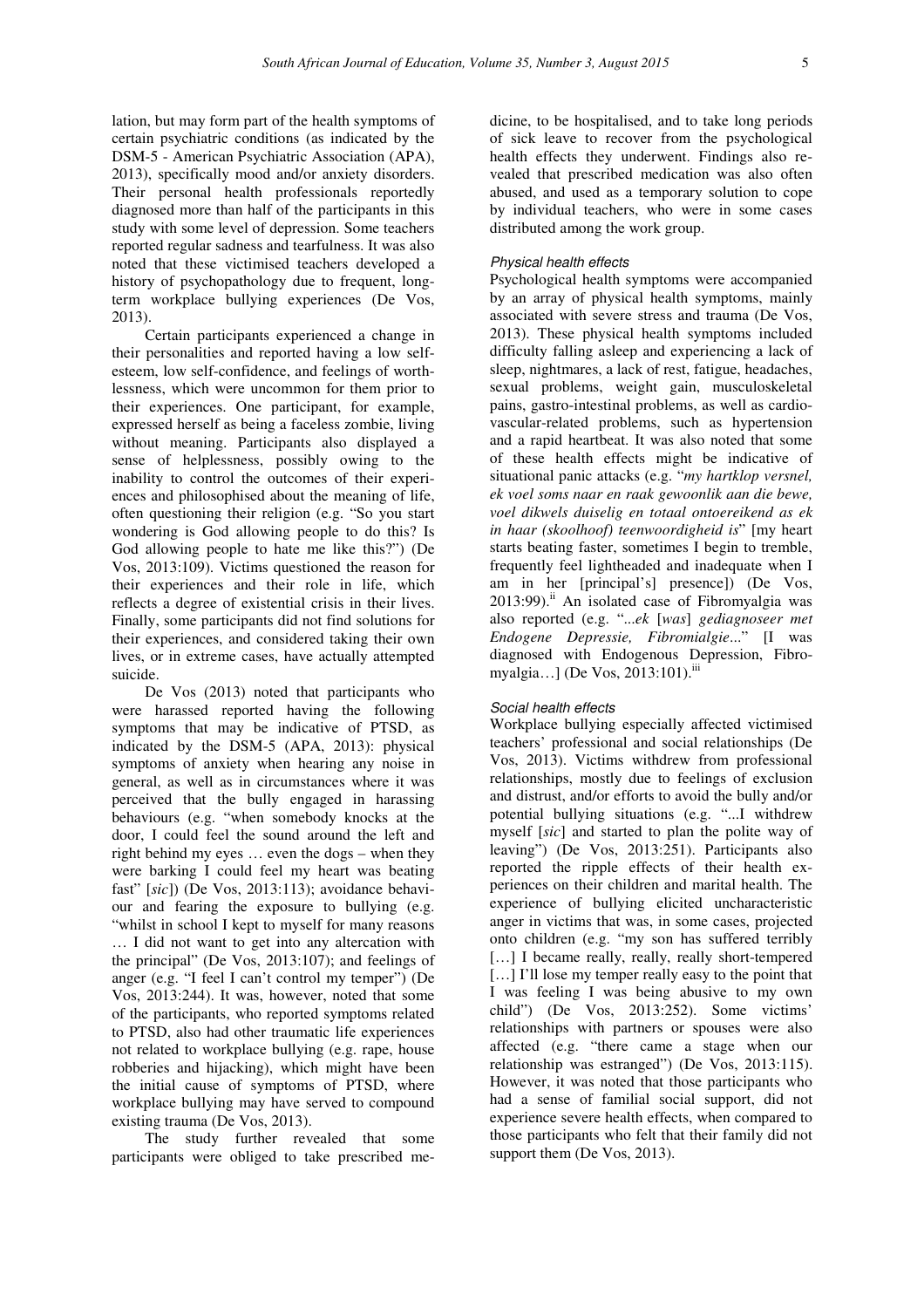lation, but may form part of the health symptoms of certain psychiatric conditions (as indicated by the DSM-5 - American Psychiatric Association (APA), 2013), specifically mood and/or anxiety disorders. Their personal health professionals reportedly diagnosed more than half of the participants in this study with some level of depression. Some teachers reported regular sadness and tearfulness. It was also noted that these victimised teachers developed a history of psychopathology due to frequent, long-term workplace bullying experiences (De Vos, 2013).

Certain participants experienced a change in their personalities and reported having a low self-esteem, low self-confidence, and feelings of worthlessness, which were uncommon for them prior to their experiences. One participant, for example, expressed herself as being a faceless zombie, living without meaning. Participants also displayed a sense of helplessness, possibly owing to the inability to control the outcomes of their experiences and philosophised about the meaning of life, often questioning their religion (e.g. "So you start wondering is God allowing people to do this? Is God allowing people to hate me like this?") (De Vos, 2013:109). Victims questioned the reason for their experiences and their role in life, which reflects a degree of existential crisis in their lives. Finally, some participants did not find solutions for their experiences, and considered taking their own lives, or in extreme cases, have actually attempted suicide.

De Vos (2013) noted that participants who were harassed reported having the following symptoms that may be indicative of PTSD, as indicated by the DSM-5 (APA, 2013): physical symptoms of anxiety when hearing any noise in general, as well as in circumstances where it was perceived that the bully engaged in harassing behaviours (e.g. "when somebody knocks at the door, I could feel the sound around the left and right behind my eyes … even the dogs – when they were barking I could feel my heart was beating fast" [*sic*]) (De Vos, 2013:113); avoidance behaviour and fearing the exposure to bullying (e.g. "whilst in school I kept to myself for many reasons … I did not want to get into any altercation with the principal" (De Vos, 2013:107); and feelings of anger (e.g. "I feel I can't control my temper") (De Vos, 2013:244). It was, however, noted that some of the participants, who reported symptoms related to PTSD, also had other traumatic life experiences not related to workplace bullying (e.g. rape, house robberies and hijacking), which might have been the initial cause of symptoms of PTSD, where workplace bullying may have served to compound existing trauma (De Vos, 2013).

The study further revealed that some participants were obliged to take prescribed medicine, to be hospitalised, and to take long periods of sick leave to recover from the psychological health effects they underwent. Findings also revealed that prescribed medication was also often abused, and used as a temporary solution to cope by individual teachers, who were in some cases distributed among the work group.

#### *Physical health effects*

Psychological health symptoms were accompanied by an array of physical health symptoms, mainly associated with severe stress and trauma (De Vos, 2013). These physical health symptoms included difficulty falling asleep and experiencing a lack of sleep, nightmares, a lack of rest, fatigue, headaches, sexual problems, weight gain, musculoskeletal pains, gastro-intestinal problems, as well as cardiovascular-related problems, such as hypertension and a rapid heartbeat. It was also noted that some of these health effects might be indicative of situational panic attacks (e.g. "*my hartklop versnel, ek voel soms naar en raak gewoonlik aan die bewe, voel dikwels duiselig en totaal ontoereikend as ek in haar (skoolhoof) teenwoordigheid is*" [my heart starts beating faster, sometimes I begin to tremble, frequently feel lightheaded and inadequate when I am in her [principal's] presence]) (De Vos, 2013:99).[ii] An isolated case of Fibromyalgia was also reported (e.g. "*...ek* [*was*] *gediagnoseer met Endogene Depressie, Fibromialgie*..." [I was diagnosed with Endogenous Depression, Fibromyalgia…] (De Vos, 2013:101).[iii]

#### *Social health effects*

Workplace bullying especially affected victimised teachers' professional and social relationships (De Vos, 2013). Victims withdrew from professional relationships, mostly due to feelings of exclusion and distrust, and/or efforts to avoid the bully and/or potential bullying situations (e.g. "...I withdrew myself [*sic*] and started to plan the polite way of leaving") (De Vos, 2013:251). Participants also reported the ripple effects of their health experiences on their children and marital health. The experience of bullying elicited uncharacteristic anger in victims that was, in some cases, projected onto children (e.g. "my son has suffered terribly […] I became really, really, really short-tempered […] I'll lose my temper really easy to the point that I was feeling I was being abusive to my own child") (De Vos, 2013:252). Some victims' relationships with partners or spouses were also affected (e.g. "there came a stage when our relationship was estranged") (De Vos, 2013:115). However, it was noted that those participants who had a sense of familial social support, did not experience severe health effects, when compared to those participants who felt that their family did not support them (De Vos, 2013).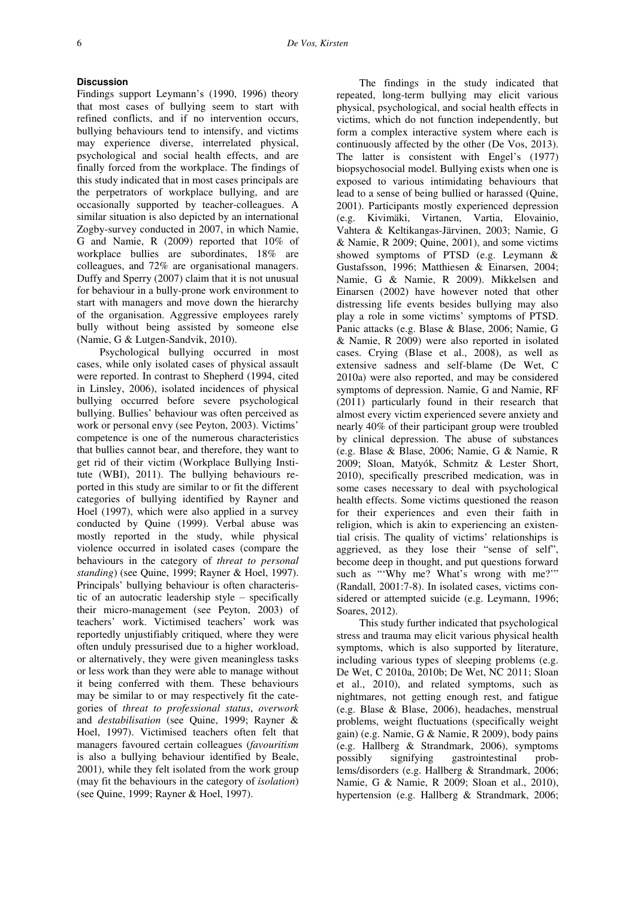### Discussion

Findings support Leymann's (1990, 1996) theory that most cases of bullying seem to start with refined conflicts, and if no intervention occurs, bullying behaviours tend to intensify, and victims may experience diverse, interrelated physical, psychological and social health effects, and are finally forced from the workplace. The findings of this study indicated that in most cases principals are the perpetrators of workplace bullying, and are occasionally supported by teacher-colleagues. A similar situation is also depicted by an international Zogby-survey conducted in 2007, in which Namie, G and Namie, R (2009) reported that 10% of workplace bullies are subordinates, 18% are colleagues, and 72% are organisational managers. Duffy and Sperry (2007) claim that it is not unusual for behaviour in a bully-prone work environment to start with managers and move down the hierarchy of the organisation. Aggressive employees rarely bully without being assisted by someone else (Namie, G & Lutgen-Sandvik, 2010).

Psychological bullying occurred in most cases, while only isolated cases of physical assault were reported. In contrast to Shepherd (1994, cited in Linsley, 2006), isolated incidences of physical bullying occurred before severe psychological bullying. Bullies' behaviour was often perceived as work or personal envy (see Peyton, 2003). Victims' competence is one of the numerous characteristics that bullies cannot bear, and therefore, they want to get rid of their victim (Workplace Bullying Institute (WBI), 2011). The bullying behaviours reported in this study are similar to or fit the different categories of bullying identified by Rayner and Hoel (1997), which were also applied in a survey conducted by Quine (1999). Verbal abuse was mostly reported in the study, while physical violence occurred in isolated cases (compare the behaviours in the category of *threat to personal standing*) (see Quine, 1999; Rayner & Hoel, 1997). Principals' bullying behaviour is often characteristic of an autocratic leadership style – specifically their micro-management (see Peyton, 2003) of teachers' work. Victimised teachers' work was reportedly unjustifiably critiqued, where they were often unduly pressurised due to a higher workload, or alternatively, they were given meaningless tasks or less work than they were able to manage without it being conferred with them. These behaviours may be similar to or may respectively fit the categories of *threat to professional status*, *overwork* and *destabilisation* (see Quine, 1999; Rayner & Hoel, 1997). Victimised teachers often felt that managers favoured certain colleagues (*favouritism* is also a bullying behaviour identified by Beale, 2001), while they felt isolated from the work group (may fit the behaviours in the category of *isolation*) (see Quine, 1999; Rayner & Hoel, 1997).

The findings in the study indicated that repeated, long-term bullying may elicit various physical, psychological, and social health effects in victims, which do not function independently, but form a complex interactive system where each is continuously affected by the other (De Vos, 2013). The latter is consistent with Engel's (1977) biopsychosocial model. Bullying exists when one is exposed to various intimidating behaviours that lead to a sense of being bullied or harassed (Quine, 2001). Participants mostly experienced depression (e.g. Kivimäki, Virtanen, Vartia, Elovainio, Vahtera & Keltikangas-Järvinen, 2003; Namie, G & Namie, R 2009; Quine, 2001), and some victims showed symptoms of PTSD (e.g. Leymann & Gustafsson, 1996; Matthiesen & Einarsen, 2004; Namie, G & Namie, R 2009). Mikkelsen and Einarsen (2002) have however noted that other distressing life events besides bullying may also play a role in some victims' symptoms of PTSD. Panic attacks (e.g. Blase & Blase, 2006; Namie, G & Namie, R 2009) were also reported in isolated cases. Crying (Blase et al., 2008), as well as extensive sadness and self-blame (De Wet, C 2010a) were also reported, and may be considered symptoms of depression. Namie, G and Namie, RF (2011) particularly found in their research that almost every victim experienced severe anxiety and nearly 40% of their participant group were troubled by clinical depression. The abuse of substances (e.g. Blase & Blase, 2006; Namie, G & Namie, R 2009; Sloan, Matyók, Schmitz & Lester Short, 2010), specifically prescribed medication, was in some cases necessary to deal with psychological health effects. Some victims questioned the reason for their experiences and even their faith in religion, which is akin to experiencing an existential crisis. The quality of victims' relationships is aggrieved, as they lose their "sense of self", become deep in thought, and put questions forward such as "'Why me? What's wrong with me?'" (Randall, 2001:7-8). In isolated cases, victims considered or attempted suicide (e.g. Leymann, 1996; Soares, 2012).

This study further indicated that psychological stress and trauma may elicit various physical health symptoms, which is also supported by literature, including various types of sleeping problems (e.g. De Wet, C 2010a, 2010b; De Wet, NC 2011; Sloan et al., 2010), and related symptoms, such as nightmares, not getting enough rest, and fatigue (e.g. Blase & Blase, 2006), headaches, menstrual problems, weight fluctuations (specifically weight gain) (e.g. Namie, G & Namie, R 2009), body pains (e.g. Hallberg & Strandmark, 2006), symptoms possibly signifying gastrointestinal problems/disorders (e.g. Hallberg & Strandmark, 2006; Namie, G & Namie, R 2009; Sloan et al., 2010), hypertension (e.g. Hallberg & Strandmark, 2006;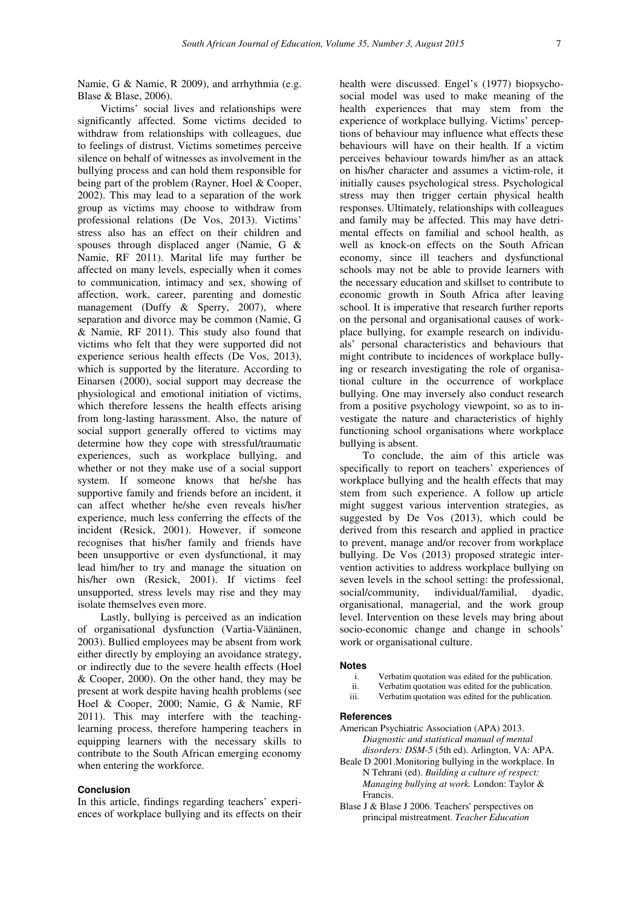Namie, G & Namie, R 2009), and arrhythmia (e.g. Blase & Blase, 2006).

Victims' social lives and relationships were significantly affected. Some victims decided to withdraw from relationships with colleagues, due to feelings of distrust. Victims sometimes perceive silence on behalf of witnesses as involvement in the bullying process and can hold them responsible for being part of the problem (Rayner, Hoel & Cooper, 2002). This may lead to a separation of the work group as victims may choose to withdraw from professional relations (De Vos, 2013). Victims' stress also has an effect on their children and spouses through displaced anger (Namie, G & Namie, RF 2011). Marital life may further be affected on many levels, especially when it comes to communication, intimacy and sex, showing of affection, work, career, parenting and domestic management (Duffy & Sperry, 2007), where separation and divorce may be common (Namie, G & Namie, RF 2011). This study also found that victims who felt that they were supported did not experience serious health effects (De Vos, 2013), which is supported by the literature. According to Einarsen (2000), social support may decrease the physiological and emotional initiation of victims, which therefore lessens the health effects arising from long-lasting harassment. Also, the nature of social support generally offered to victims may determine how they cope with stressful/traumatic experiences, such as workplace bullying, and whether or not they make use of a social support system. If someone knows that he/she has supportive family and friends before an incident, it can affect whether he/she even reveals his/her experience, much less conferring the effects of the incident (Resick, 2001). However, if someone recognises that his/her family and friends have been unsupportive or even dysfunctional, it may lead him/her to try and manage the situation on his/her own (Resick, 2001). If victims feel unsupported, stress levels may rise and they may isolate themselves even more.

Lastly, bullying is perceived as an indication of organisational dysfunction (Vartia-Väänänen, 2003). Bullied employees may be absent from work either directly by employing an avoidance strategy, or indirectly due to the severe health effects (Hoel & Cooper, 2000). On the other hand, they may be present at work despite having health problems (see Hoel & Cooper, 2000; Namie, G & Namie, RF 2011). This may interfere with the teaching-learning process, therefore hampering teachers in equipping learners with the necessary skills to contribute to the South African emerging economy when entering the workforce.

## Conclusion

In this article, findings regarding teachers' experiences of workplace bullying and its effects on their health were discussed. Engel's (1977) biopsychosocial model was used to make meaning of the health experiences that may stem from the experience of workplace bullying. Victims' perceptions of behaviour may influence what effects these behaviours will have on their health. If a victim perceives behaviour towards him/her as an attack on his/her character and assumes a victim-role, it initially causes psychological stress. Psychological stress may then trigger certain physical health responses. Ultimately, relationships with colleagues and family may be affected. This may have detrimental effects on familial and school health, as well as knock-on effects on the South African economy, since ill teachers and dysfunctional schools may not be able to provide learners with the necessary education and skillset to contribute to economic growth in South Africa after leaving school. It is imperative that research further reports on the personal and organisational causes of workplace bullying, for example research on individuals' personal characteristics and behaviours that might contribute to incidences of workplace bullying or research investigating the role of organisational culture in the occurrence of workplace bullying. One may inversely also conduct research from a positive psychology viewpoint, so as to investigate the nature and characteristics of highly functioning school organisations where workplace bullying is absent.

To conclude, the aim of this article was specifically to report on teachers' experiences of workplace bullying and the health effects that may stem from such experience. A follow up article might suggest various intervention strategies, as suggested by De Vos (2013), which could be derived from this research and applied in practice to prevent, manage and/or recover from workplace bullying. De Vos (2013) proposed strategic intervention activities to address workplace bullying on seven levels in the school setting: the professional, social/community, individual/familial, dyadic, organisational, managerial, and the work group level. Intervention on these levels may bring about socio-economic change and change in schools' work or organisational culture.

## Notes

i. Verbatim quotation was edited for the publication.
ii. Verbatim quotation was edited for the publication.
iii. Verbatim quotation was edited for the publication.

## References

American Psychiatric Association (APA) 2013. *Diagnostic and statistical manual of mental disorders: DSM-5* (5th ed). Arlington, VA: APA.

Beale D 2001.Monitoring bullying in the workplace. In N Tehrani (ed). *Building a culture of respect: Managing bullying at work.* London: Taylor & Francis.

Blase J & Blase J 2006. Teachers' perspectives on principal mistreatment. *Teacher Education*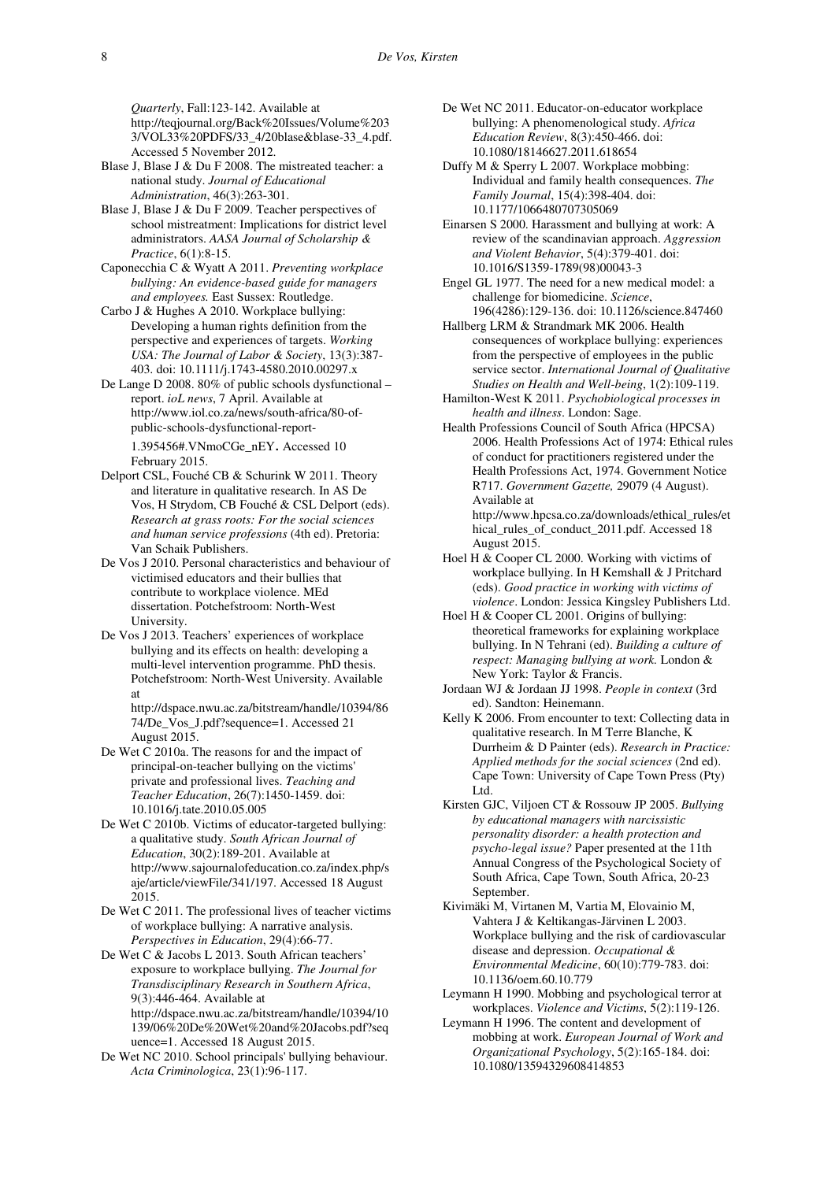*Quarterly*, Fall:123-142. Available at http://teqjournal.org/Back%20Issues/Volume%2033/VOL33%20PDFS/33_4/20blase&blase-33_4.pdf. Accessed 5 November 2012.

Blase J, Blase J & Du F 2008. The mistreated teacher: a national study. *Journal of Educational Administration*, 46(3):263-301.

Blase J, Blase J & Du F 2009. Teacher perspectives of school mistreatment: Implications for district level administrators. *AASA Journal of Scholarship & Practice*, 6(1):8-15.

Caponecchia C & Wyatt A 2011. *Preventing workplace bullying: An evidence-based guide for managers and employees.* East Sussex: Routledge.

Carbo J & Hughes A 2010. Workplace bullying: Developing a human rights definition from the perspective and experiences of targets. *Working USA: The Journal of Labor & Society*, 13(3):387-403. doi: 10.1111/j.1743-4580.2010.00297.x

De Lange D 2008. 80% of public schools dysfunctional – report. *ioL news*, 7 April. Available at http://www.iol.co.za/news/south-africa/80-of-public-schools-dysfunctional-report-1.395456#.VNmoCGe_nEY. Accessed 10 February 2015.

Delport CSL, Fouché CB & Schurink W 2011. Theory and literature in qualitative research. In AS De Vos, H Strydom, CB Fouché & CSL Delport (eds). *Research at grass roots: For the social sciences and human service professions* (4th ed). Pretoria: Van Schaik Publishers.

De Vos J 2010. Personal characteristics and behaviour of victimised educators and their bullies that contribute to workplace violence. MEd dissertation. Potchefstroom: North-West University.

De Vos J 2013. Teachers' experiences of workplace bullying and its effects on health: developing a multi-level intervention programme. PhD thesis. Potchefstroom: North-West University. Available at http://dspace.nwu.ac.za/bitstream/handle/10394/8674/De_Vos_J.pdf?sequence=1. Accessed 21 August 2015.

De Wet C 2010a. The reasons for and the impact of principal-on-teacher bullying on the victims' private and professional lives. *Teaching and Teacher Education*, 26(7):1450-1459. doi: 10.1016/j.tate.2010.05.005

De Wet C 2010b. Victims of educator-targeted bullying: a qualitative study. *South African Journal of Education*, 30(2):189-201. Available at http://www.sajournalofeducation.co.za/index.php/saje/article/viewFile/341/197. Accessed 18 August 2015.

De Wet C 2011. The professional lives of teacher victims of workplace bullying: A narrative analysis. *Perspectives in Education*, 29(4):66-77.

De Wet C & Jacobs L 2013. South African teachers' exposure to workplace bullying. *The Journal for Transdisciplinary Research in Southern Africa*, 9(3):446-464. Available at http://dspace.nwu.ac.za/bitstream/handle/10394/10139/06%20De%20Wet%20and%20Jacobs.pdf?sequence=1. Accessed 18 August 2015.

De Wet NC 2010. School principals' bullying behaviour. *Acta Criminologica*, 23(1):96-117.

De Wet NC 2011. Educator-on-educator workplace bullying: A phenomenological study. *Africa Education Review*, 8(3):450-466. doi: 10.1080/18146627.2011.618654

Duffy M & Sperry L 2007. Workplace mobbing: Individual and family health consequences. *The Family Journal*, 15(4):398-404. doi: 10.1177/1066480707305069

Einarsen S 2000. Harassment and bullying at work: A review of the scandinavian approach. *Aggression and Violent Behavior*, 5(4):379-401. doi: 10.1016/S1359-1789(98)00043-3

Engel GL 1977. The need for a new medical model: a challenge for biomedicine. *Science*, 196(4286):129-136. doi: 10.1126/science.847460

Hallberg LRM & Strandmark MK 2006. Health consequences of workplace bullying: experiences from the perspective of employees in the public service sector. *International Journal of Qualitative Studies on Health and Well-being*, 1(2):109-119.

Hamilton-West K 2011. *Psychobiological processes in health and illness*. London: Sage.

Health Professions Council of South Africa (HPCSA) 2006. Health Professions Act of 1974: Ethical rules of conduct for practitioners registered under the Health Professions Act, 1974. Government Notice R717. *Government Gazette,* 29079 (4 August). Available at http://www.hpcsa.co.za/downloads/ethical_rules/ethical_rules_of_conduct_2011.pdf. Accessed 18 August 2015.

Hoel H & Cooper CL 2000. Working with victims of workplace bullying. In H Kemshall & J Pritchard (eds). *Good practice in working with victims of violence*. London: Jessica Kingsley Publishers Ltd.

Hoel H & Cooper CL 2001. Origins of bullying: theoretical frameworks for explaining workplace bullying. In N Tehrani (ed). *Building a culture of respect: Managing bullying at work.* London & New York: Taylor & Francis.

Jordaan WJ & Jordaan JJ 1998. *People in context* (3rd ed). Sandton: Heinemann.

Kelly K 2006. From encounter to text: Collecting data in qualitative research. In M Terre Blanche, K Durrheim & D Painter (eds). *Research in Practice: Applied methods for the social sciences* (2nd ed). Cape Town: University of Cape Town Press (Pty) Ltd.

Kirsten GJC, Viljoen CT & Rossouw JP 2005. *Bullying by educational managers with narcissistic personality disorder: a health protection and psycho-legal issue?* Paper presented at the 11th Annual Congress of the Psychological Society of South Africa, Cape Town, South Africa, 20-23 September.

Kivimäki M, Virtanen M, Vartia M, Elovainio M, Vahtera J & Keltikangas-Järvinen L 2003. Workplace bullying and the risk of cardiovascular disease and depression. *Occupational & Environmental Medicine*, 60(10):779-783. doi: 10.1136/oem.60.10.779

Leymann H 1990. Mobbing and psychological terror at workplaces. *Violence and Victims*, 5(2):119-126.

Leymann H 1996. The content and development of mobbing at work. *European Journal of Work and Organizational Psychology*, 5(2):165-184. doi: 10.1080/13594329608414853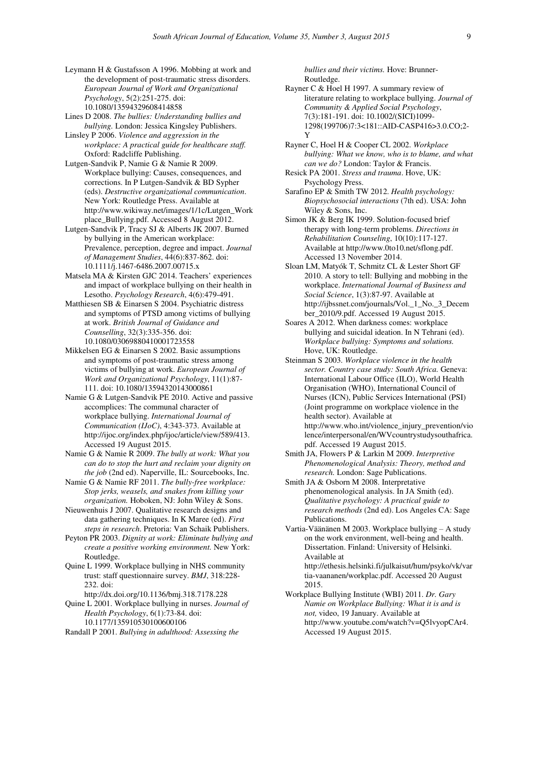Leymann H & Gustafsson A 1996. Mobbing at work and the development of post-traumatic stress disorders. *European Journal of Work and Organizational Psychology*, 5(2):251-275. doi: 10.1080/13594329608414858

Lines D 2008. *The bullies: Understanding bullies and bullying.* London: Jessica Kingsley Publishers.

Linsley P 2006. *Violence and aggression in the workplace: A practical guide for healthcare staff.* Oxford: Radcliffe Publishing.

Lutgen-Sandvik P, Namie G & Namie R 2009. Workplace bullying: Causes, consequences, and corrections. In P Lutgen-Sandvik & BD Sypher (eds). *Destructive organizational communication*. New York: Routledge Press. Available at http://www.wikiway.net/images/1/1c/Lutgen_Workplace_Bullying.pdf. Accessed 8 August 2012.

Lutgen-Sandvik P, Tracy SJ & Alberts JK 2007. Burned by bullying in the American workplace: Prevalence, perception, degree and impact. *Journal of Management Studies*, 44(6):837-862. doi: 10.1111/j.1467-6486.2007.00715.x

Matsela MA & Kirsten GJC 2014. Teachers' experiences and impact of workplace bullying on their health in Lesotho. *Psychology Research*, 4(6):479-491.

Matthiesen SB & Einarsen S 2004. Psychiatric distress and symptoms of PTSD among victims of bullying at work. *British Journal of Guidance and Counselling*, 32(3):335-356. doi: 10.1080/03069880410001723558

Mikkelsen EG & Einarsen S 2002. Basic assumptions and symptoms of post-traumatic stress among victims of bullying at work. *European Journal of Work and Organizational Psychology*, 11(1):87-111. doi: 10.1080/13594320143000861

Namie G & Lutgen-Sandvik PE 2010. Active and passive accomplices: The communal character of workplace bullying. *International Journal of Communication (IJoC)*, 4:343-373. Available at http://ijoc.org/index.php/ijoc/article/view/589/413. Accessed 19 August 2015.

Namie G & Namie R 2009. *The bully at work: What you can do to stop the hurt and reclaim your dignity on the job* (2nd ed). Naperville, IL: Sourcebooks, Inc.

Namie G & Namie RF 2011. *The bully-free workplace: Stop jerks, weasels, and snakes from killing your organization.* Hoboken, NJ: John Wiley & Sons.

Nieuwenhuis J 2007. Qualitative research designs and data gathering techniques. In K Maree (ed). *First steps in research*. Pretoria: Van Schaik Publishers.

Peyton PR 2003. *Dignity at work: Eliminate bullying and create a positive working environment.* New York: Routledge.

Quine L 1999. Workplace bullying in NHS community trust: staff questionnaire survey. *BMJ*, 318:228-232. doi: http://dx.doi.org/10.1136/bmj.318.7178.228

Quine L 2001. Workplace bullying in nurses. *Journal of Health Psychology*, 6(1):73-84. doi: 10.1177/135910530100600106

Randall P 2001. *Bullying in adulthood: Assessing the bullies and their victims.* Hove: Brunner-Routledge.

Rayner C & Hoel H 1997. A summary review of literature relating to workplace bullying. *Journal of Community & Applied Social Psychology*, 7(3):181-191. doi: 10.1002/(SICI)1099-1298(199706)7:3<181::AID-CASP416>3.0.CO;2-Y

Rayner C, Hoel H & Cooper CL 2002. *Workplace bullying: What we know, who is to blame, and what can we do?* London: Taylor & Francis.

Resick PA 2001. *Stress and trauma*. Hove, UK: Psychology Press.

Sarafino EP & Smith TW 2012. *Health psychology: Biopsychosocial interactions* (7th ed). USA: John Wiley & Sons, Inc.

Simon JK & Berg IK 1999. Solution-focused brief therapy with long-term problems. *Directions in Rehabilitation Counseling*, 10(10):117-127. Available at http://www.0to10.net/sflong.pdf. Accessed 13 November 2014.

Sloan LM, Matyók T, Schmitz CL & Lester Short GF 2010. A story to tell: Bullying and mobbing in the workplace. *International Journal of Business and Social Science*, 1(3):87-97. Available at http://ijbssnet.com/journals/Vol._1_No._3_December_2010/9.pdf. Accessed 19 August 2015.

Soares A 2012. When darkness comes: workplace bullying and suicidal ideation. In N Tehrani (ed). *Workplace bullying: Symptoms and solutions.* Hove, UK: Routledge.

Steinman S 2003. *Workplace violence in the health sector. Country case study: South Africa.* Geneva: International Labour Office (ILO), World Health Organisation (WHO), International Council of Nurses (ICN), Public Services International (PSI) (Joint programme on workplace violence in the health sector). Available at http://www.who.int/violence_injury_prevention/violence/interpersonal/en/WVcountrystudysouthafrica.pdf. Accessed 19 August 2015.

Smith JA, Flowers P & Larkin M 2009. *Interpretive Phenomenological Analysis: Theory, method and research.* London: Sage Publications.

Smith JA & Osborn M 2008. Interpretative phenomenological analysis. In JA Smith (ed). *Qualitative psychology: A practical guide to research methods* (2nd ed). Los Angeles CA: Sage Publications.

Vartia-Väänänen M 2003. Workplace bullying – A study on the work environment, well-being and health. Dissertation. Finland: University of Helsinki. Available at http://ethesis.helsinki.fi/julkaisut/hum/psyko/vk/vartia-vaananen/workplac.pdf. Accessed 20 August 2015.

Workplace Bullying Institute (WBI) 2011. *Dr. Gary Namie on Workplace Bullying: What it is and is not,* video, 19 January. Available at http://www.youtube.com/watch?v=Q5lvyopCAr4. Accessed 19 August 2015.